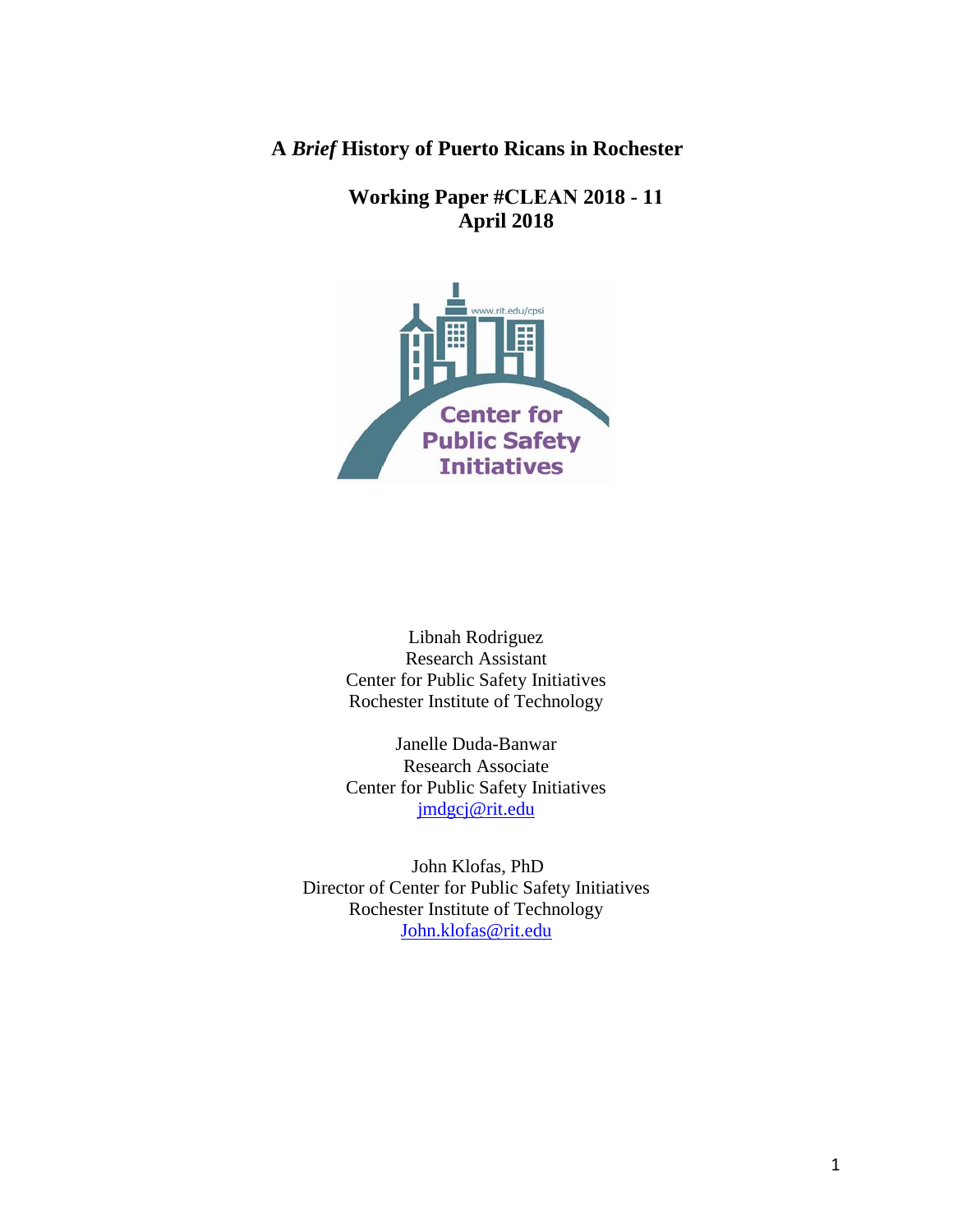# A *Brief* History of Puerto Ricans in Rochester

**Working Paper #CLEAN 2018 - 11**
**April 2018**

Libnah Rodriguez
Research Assistant
Center for Public Safety Initiatives
Rochester Institute of Technology

Janelle Duda-Banwar
Research Associate
Center for Public Safety Initiatives
jmdgcj@rit.edu

John Klofas, PhD
Director of Center for Public Safety Initiatives
Rochester Institute of Technology
John.klofas@rit.edu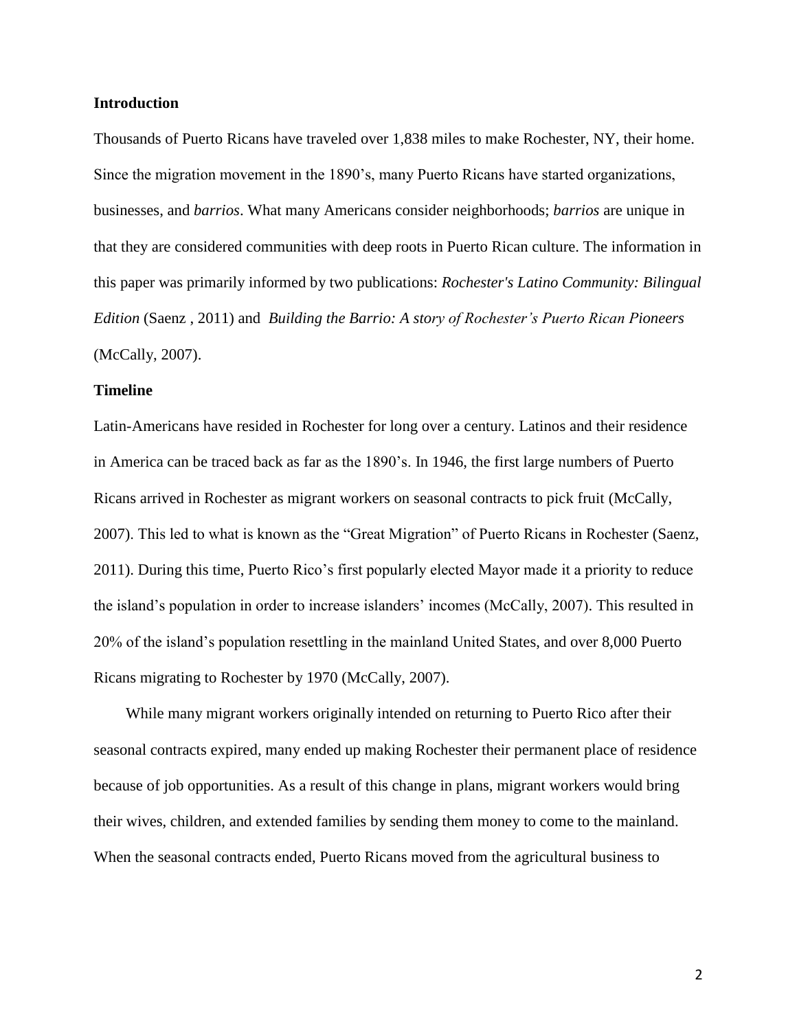**Introduction**

Thousands of Puerto Ricans have traveled over 1,838 miles to make Rochester, NY, their home. Since the migration movement in the 1890's, many Puerto Ricans have started organizations, businesses, and *barrios*. What many Americans consider neighborhoods; *barrios* are unique in that they are considered communities with deep roots in Puerto Rican culture. The information in this paper was primarily informed by two publications: *Rochester's Latino Community: Bilingual Edition* (Saenz , 2011) and *Building the Barrio: A story of Rochester's Puerto Rican Pioneers* (McCally, 2007).

**Timeline**

Latin-Americans have resided in Rochester for long over a century. Latinos and their residence in America can be traced back as far as the 1890's. In 1946, the first large numbers of Puerto Ricans arrived in Rochester as migrant workers on seasonal contracts to pick fruit (McCally, 2007). This led to what is known as the "Great Migration" of Puerto Ricans in Rochester (Saenz, 2011). During this time, Puerto Rico's first popularly elected Mayor made it a priority to reduce the island's population in order to increase islanders' incomes (McCally, 2007). This resulted in 20% of the island's population resettling in the mainland United States, and over 8,000 Puerto Ricans migrating to Rochester by 1970 (McCally, 2007).

While many migrant workers originally intended on returning to Puerto Rico after their seasonal contracts expired, many ended up making Rochester their permanent place of residence because of job opportunities. As a result of this change in plans, migrant workers would bring their wives, children, and extended families by sending them money to come to the mainland. When the seasonal contracts ended, Puerto Ricans moved from the agricultural business to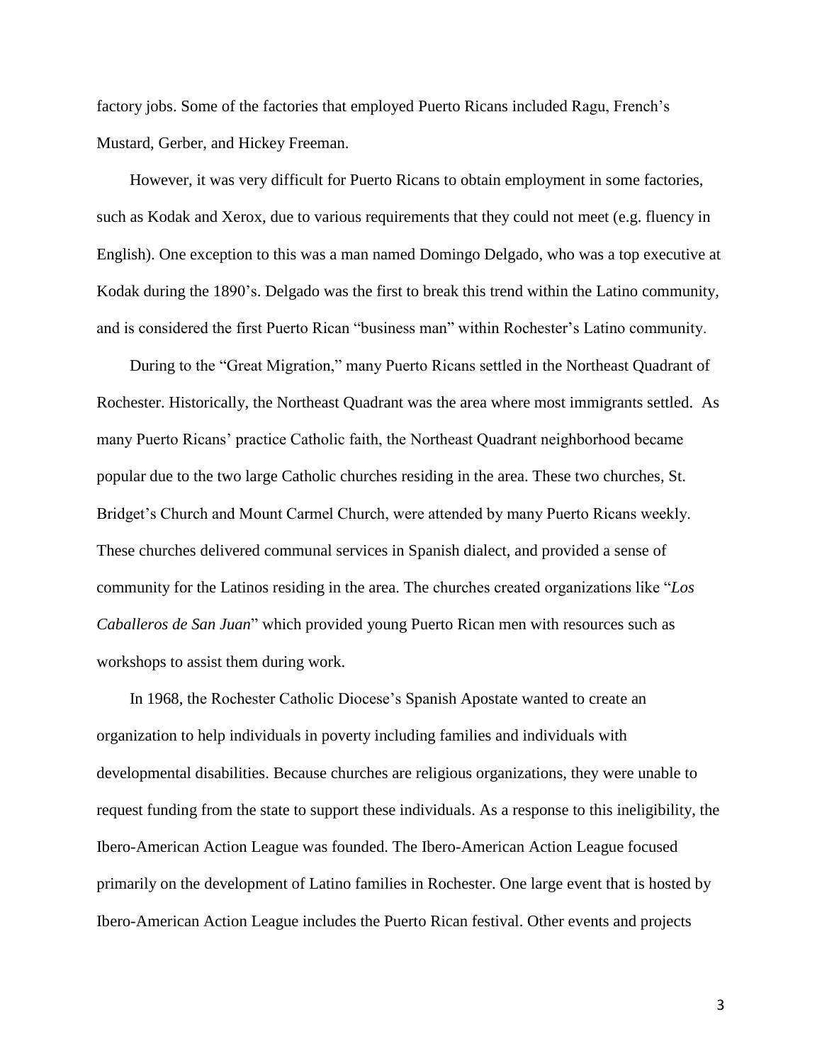factory jobs. Some of the factories that employed Puerto Ricans included Ragu, French's Mustard, Gerber, and Hickey Freeman.

However, it was very difficult for Puerto Ricans to obtain employment in some factories, such as Kodak and Xerox, due to various requirements that they could not meet (e.g. fluency in English). One exception to this was a man named Domingo Delgado, who was a top executive at Kodak during the 1890's. Delgado was the first to break this trend within the Latino community, and is considered the first Puerto Rican "business man" within Rochester's Latino community.

During to the "Great Migration," many Puerto Ricans settled in the Northeast Quadrant of Rochester. Historically, the Northeast Quadrant was the area where most immigrants settled. As many Puerto Ricans' practice Catholic faith, the Northeast Quadrant neighborhood became popular due to the two large Catholic churches residing in the area. These two churches, St. Bridget's Church and Mount Carmel Church, were attended by many Puerto Ricans weekly. These churches delivered communal services in Spanish dialect, and provided a sense of community for the Latinos residing in the area. The churches created organizations like "*Los Caballeros de San Juan*" which provided young Puerto Rican men with resources such as workshops to assist them during work.

In 1968, the Rochester Catholic Diocese's Spanish Apostate wanted to create an organization to help individuals in poverty including families and individuals with developmental disabilities. Because churches are religious organizations, they were unable to request funding from the state to support these individuals. As a response to this ineligibility, the Ibero-American Action League was founded. The Ibero-American Action League focused primarily on the development of Latino families in Rochester. One large event that is hosted by Ibero-American Action League includes the Puerto Rican festival. Other events and projects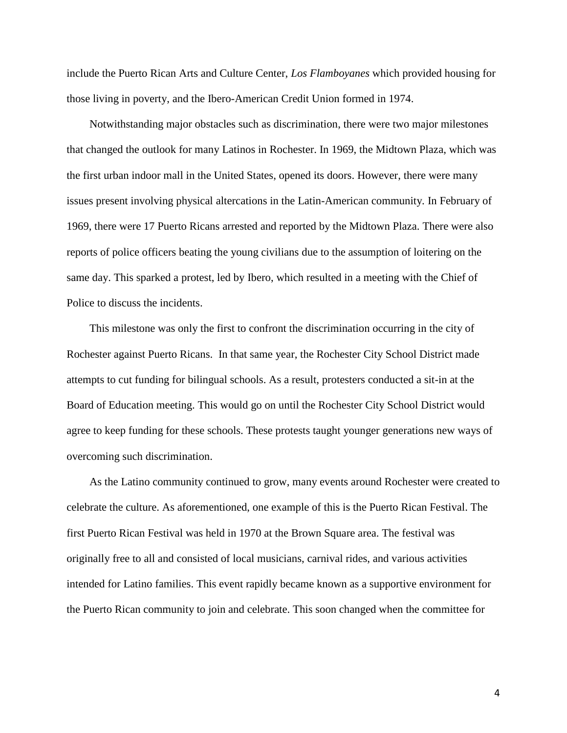include the Puerto Rican Arts and Culture Center, *Los Flamboyanes* which provided housing for those living in poverty, and the Ibero-American Credit Union formed in 1974.

Notwithstanding major obstacles such as discrimination, there were two major milestones that changed the outlook for many Latinos in Rochester. In 1969, the Midtown Plaza, which was the first urban indoor mall in the United States, opened its doors. However, there were many issues present involving physical altercations in the Latin-American community. In February of 1969, there were 17 Puerto Ricans arrested and reported by the Midtown Plaza. There were also reports of police officers beating the young civilians due to the assumption of loitering on the same day. This sparked a protest, led by Ibero, which resulted in a meeting with the Chief of Police to discuss the incidents.

This milestone was only the first to confront the discrimination occurring in the city of Rochester against Puerto Ricans. In that same year, the Rochester City School District made attempts to cut funding for bilingual schools. As a result, protesters conducted a sit-in at the Board of Education meeting. This would go on until the Rochester City School District would agree to keep funding for these schools. These protests taught younger generations new ways of overcoming such discrimination.

As the Latino community continued to grow, many events around Rochester were created to celebrate the culture. As aforementioned, one example of this is the Puerto Rican Festival. The first Puerto Rican Festival was held in 1970 at the Brown Square area. The festival was originally free to all and consisted of local musicians, carnival rides, and various activities intended for Latino families. This event rapidly became known as a supportive environment for the Puerto Rican community to join and celebrate. This soon changed when the committee for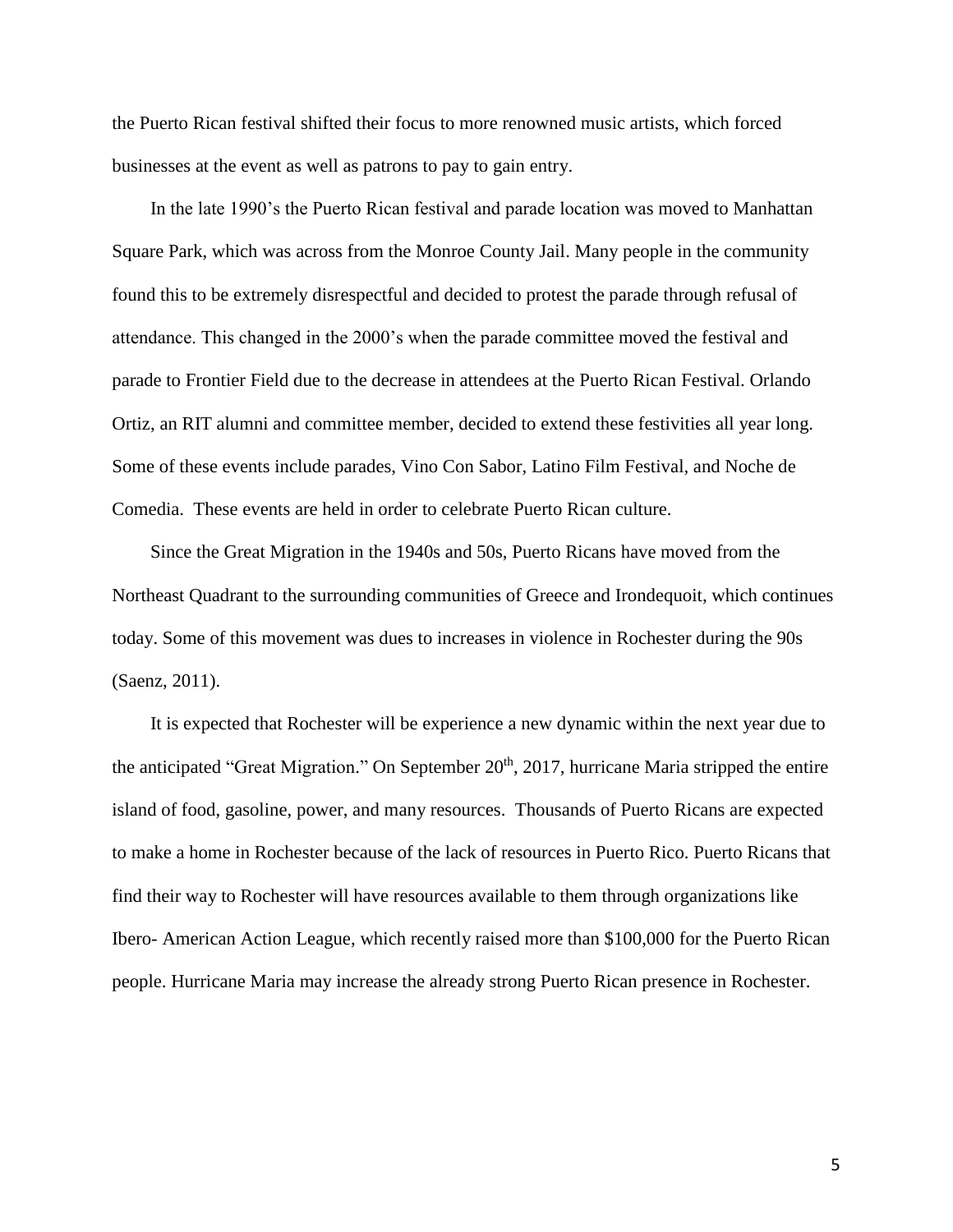the Puerto Rican festival shifted their focus to more renowned music artists, which forced businesses at the event as well as patrons to pay to gain entry.

In the late 1990's the Puerto Rican festival and parade location was moved to Manhattan Square Park, which was across from the Monroe County Jail. Many people in the community found this to be extremely disrespectful and decided to protest the parade through refusal of attendance. This changed in the 2000's when the parade committee moved the festival and parade to Frontier Field due to the decrease in attendees at the Puerto Rican Festival. Orlando Ortiz, an RIT alumni and committee member, decided to extend these festivities all year long. Some of these events include parades, Vino Con Sabor, Latino Film Festival, and Noche de Comedia. These events are held in order to celebrate Puerto Rican culture.

Since the Great Migration in the 1940s and 50s, Puerto Ricans have moved from the Northeast Quadrant to the surrounding communities of Greece and Irondequoit, which continues today. Some of this movement was dues to increases in violence in Rochester during the 90s (Saenz, 2011).

It is expected that Rochester will be experience a new dynamic within the next year due to the anticipated "Great Migration." On September 20th, 2017, hurricane Maria stripped the entire island of food, gasoline, power, and many resources. Thousands of Puerto Ricans are expected to make a home in Rochester because of the lack of resources in Puerto Rico. Puerto Ricans that find their way to Rochester will have resources available to them through organizations like Ibero- American Action League, which recently raised more than $100,000 for the Puerto Rican people. Hurricane Maria may increase the already strong Puerto Rican presence in Rochester.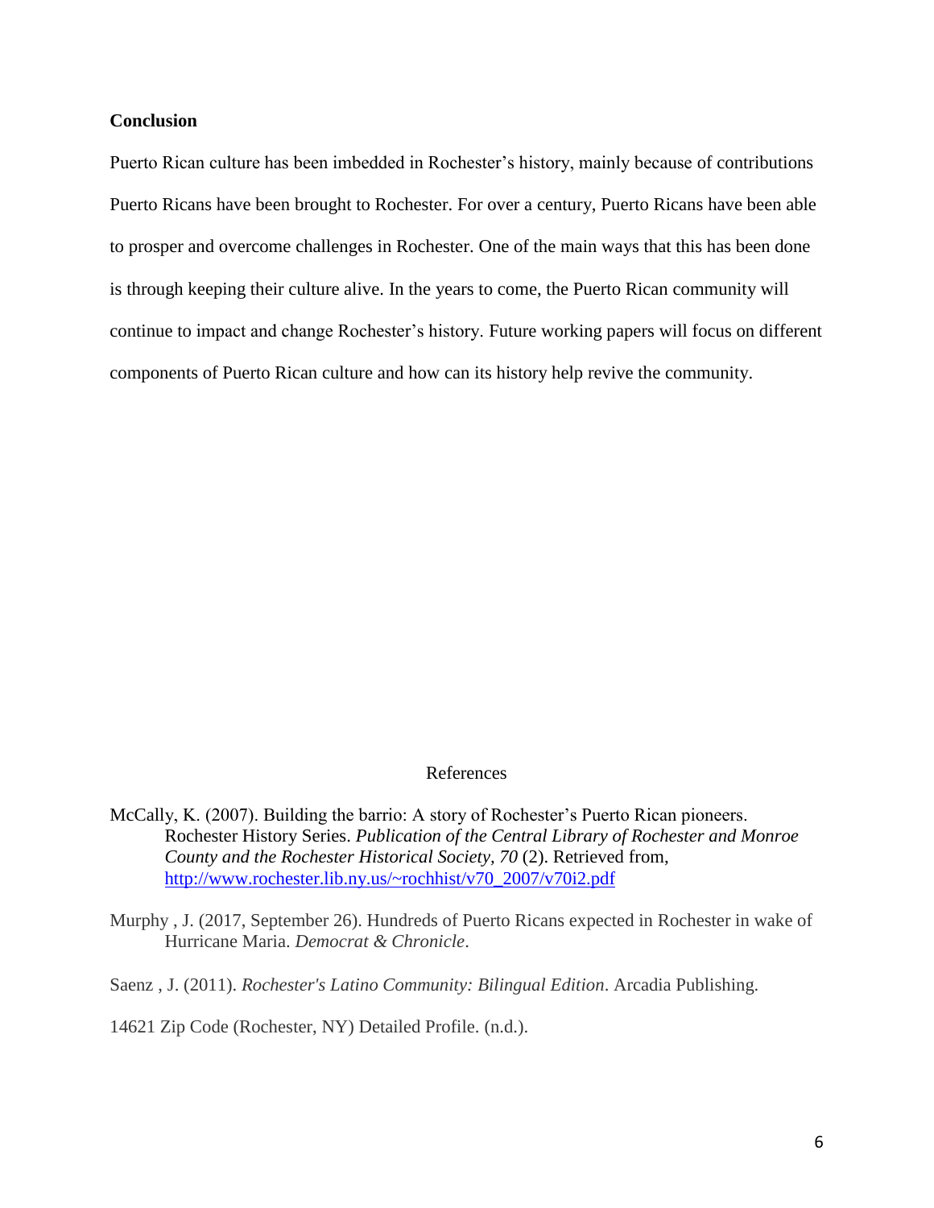**Conclusion**

Puerto Rican culture has been imbedded in Rochester's history, mainly because of contributions Puerto Ricans have been brought to Rochester. For over a century, Puerto Ricans have been able to prosper and overcome challenges in Rochester. One of the main ways that this has been done is through keeping their culture alive. In the years to come, the Puerto Rican community will continue to impact and change Rochester's history. Future working papers will focus on different components of Puerto Rican culture and how can its history help revive the community.

References

McCally, K. (2007). Building the barrio: A story of Rochester's Puerto Rican pioneers. Rochester History Series. *Publication of the Central Library of Rochester and Monroe County and the Rochester Historical Society, 70* (2). Retrieved from, [http://www.rochester.lib.ny.us/~rochhist/v70_2007/v70i2.pdf](http://www.rochester.lib.ny.us/~rochhist/v70_2007/v70i2.pdf)

Murphy , J. (2017, September 26). Hundreds of Puerto Ricans expected in Rochester in wake of Hurricane Maria. *Democrat & Chronicle*.

Saenz , J. (2011). *Rochester's Latino Community: Bilingual Edition*. Arcadia Publishing.

14621 Zip Code (Rochester, NY) Detailed Profile. (n.d.).